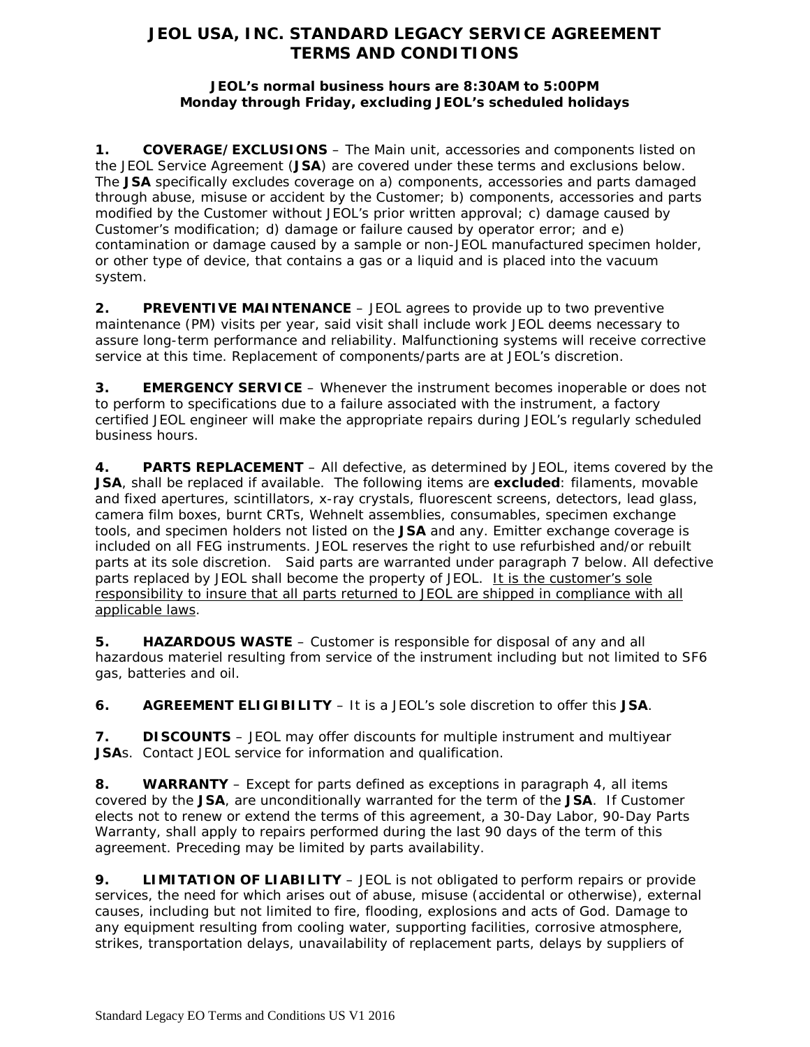# JEOL USA, INC. STANDARD LEGACY SERVICE AGREEMENT TERMS AND CONDITIONS

**JEOL's normal business hours are 8:30AM to 5:00PM Monday through Friday, excluding JEOL's scheduled holidays**

**1. COVERAGE/EXCLUSIONS** – The Main unit, accessories and components listed on the JEOL Service Agreement (**JSA**) are covered under these terms and exclusions below. The **JSA** specifically excludes coverage on a) components, accessories and parts damaged through abuse, misuse or accident by the Customer; b) components, accessories and parts modified by the Customer without JEOL's prior written approval; c) damage caused by Customer's modification; d) damage or failure caused by operator error; and e) contamination or damage caused by a sample or non-JEOL manufactured specimen holder, or other type of device, that contains a gas or a liquid and is placed into the vacuum system.

**2. PREVENTIVE MAINTENANCE** – JEOL agrees to provide up to two preventive maintenance (PM) visits per year, said visit shall include work JEOL deems necessary to assure long-term performance and reliability. Malfunctioning systems will receive corrective service at this time. Replacement of components/parts are at JEOL's discretion.

**3. EMERGENCY SERVICE** – Whenever the instrument becomes inoperable or does not to perform to specifications due to a failure associated with the instrument, a factory certified JEOL engineer will make the appropriate repairs during JEOL's regularly scheduled business hours.

**4. PARTS REPLACEMENT** – All defective, as determined by JEOL, items covered by the **JSA**, shall be replaced if available. The following items are **excluded**: filaments, movable and fixed apertures, scintillators, x-ray crystals, fluorescent screens, detectors, lead glass, camera film boxes, burnt CRTs, Wehnelt assemblies, consumables, specimen exchange tools, and specimen holders not listed on the **JSA** and any. Emitter exchange coverage is included on all FEG instruments. JEOL reserves the right to use refurbished and/or rebuilt parts at its sole discretion. Said parts are warranted under paragraph 7 below. All defective parts replaced by JEOL shall become the property of JEOL. <u>It is the customer's sole responsibility to insure that all parts returned to JEOL are shipped in compliance with all applicable laws</u>.

**5. HAZARDOUS WASTE** – Customer is responsible for disposal of any and all hazardous materiel resulting from service of the instrument including but not limited to SF6 gas, batteries and oil.

**6. AGREEMENT ELIGIBILITY** – It is a JEOL's sole discretion to offer this **JSA**.

**7. DISCOUNTS** – JEOL may offer discounts for multiple instrument and multiyear **JSA**s. Contact JEOL service for information and qualification.

**8. WARRANTY** – Except for parts defined as exceptions in paragraph 4, all items covered by the **JSA**, are unconditionally warranted for the term of the **JSA**. If Customer elects not to renew or extend the terms of this agreement, a 30-Day Labor, 90-Day Parts Warranty, shall apply to repairs performed during the last 90 days of the term of this agreement. Preceding may be limited by parts availability.

**9. LIMITATION OF LIABILITY** – JEOL is not obligated to perform repairs or provide services, the need for which arises out of abuse, misuse (accidental or otherwise), external causes, including but not limited to fire, flooding, explosions and acts of God. Damage to any equipment resulting from cooling water, supporting facilities, corrosive atmosphere, strikes, transportation delays, unavailability of replacement parts, delays by suppliers of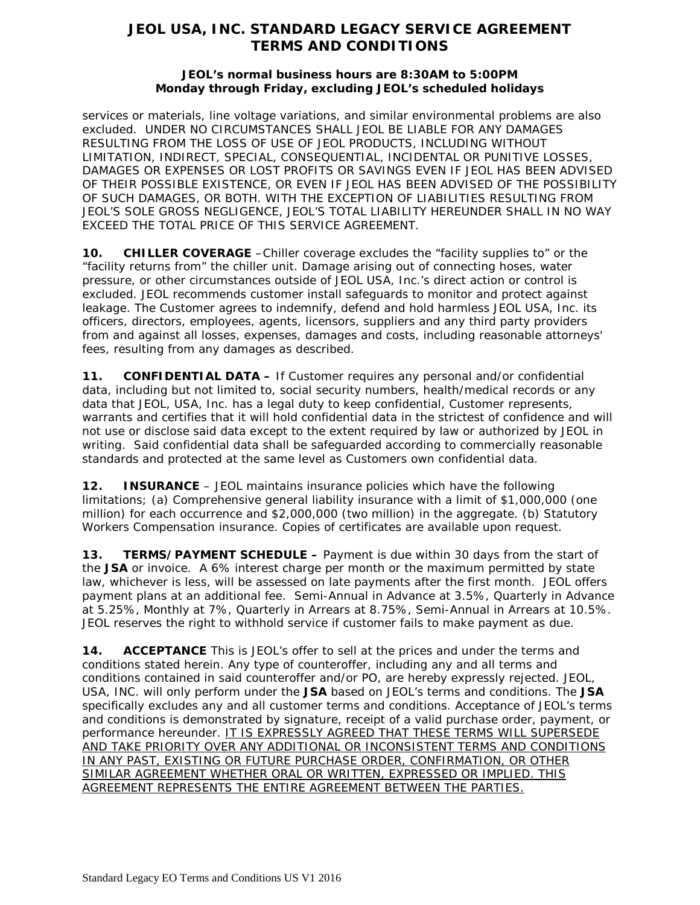services or materials, line voltage variations, and similar environmental problems are also excluded. UNDER NO CIRCUMSTANCES SHALL JEOL BE LIABLE FOR ANY DAMAGES RESULTING FROM THE LOSS OF USE OF JEOL PRODUCTS, INCLUDING WITHOUT LIMITATION, INDIRECT, SPECIAL, CONSEQUENTIAL, INCIDENTAL OR PUNITIVE LOSSES, DAMAGES OR EXPENSES OR LOST PROFITS OR SAVINGS EVEN IF JEOL HAS BEEN ADVISED OF THEIR POSSIBLE EXISTENCE, OR EVEN IF JEOL HAS BEEN ADVISED OF THE POSSIBILITY OF SUCH DAMAGES, OR BOTH. WITH THE EXCEPTION OF LIABILITIES RESULTING FROM JEOL'S SOLE GROSS NEGLIGENCE, JEOL'S TOTAL LIABILITY HEREUNDER SHALL IN NO WAY EXCEED THE TOTAL PRICE OF THIS SERVICE AGREEMENT.

**10. CHILLER COVERAGE** –Chiller coverage excludes the "facility supplies to" or the "facility returns from" the chiller unit. Damage arising out of connecting hoses, water pressure, or other circumstances outside of JEOL USA, Inc.'s direct action or control is excluded. JEOL recommends customer install safeguards to monitor and protect against leakage. The Customer agrees to indemnify, defend and hold harmless JEOL USA, Inc. its officers, directors, employees, agents, licensors, suppliers and any third party providers from and against all losses, expenses, damages and costs, including reasonable attorneys' fees, resulting from any damages as described.

**11. CONFIDENTIAL DATA –** If Customer requires any personal and/or confidential data, including but not limited to, social security numbers, health/medical records or any data that JEOL, USA, Inc. has a legal duty to keep confidential, Customer represents, warrants and certifies that it will hold confidential data in the strictest of confidence and will not use or disclose said data except to the extent required by law or authorized by JEOL in writing. Said confidential data shall be safeguarded according to commercially reasonable standards and protected at the same level as Customers own confidential data.

**12. INSURANCE** – JEOL maintains insurance policies which have the following limitations; (a) Comprehensive general liability insurance with a limit of $1,000,000 (one million) for each occurrence and $2,000,000 (two million) in the aggregate. (b) Statutory Workers Compensation insurance. Copies of certificates are available upon request.

**13. TERMS/PAYMENT SCHEDULE –** Payment is due within 30 days from the start of the **JSA** or invoice. A 6% interest charge per month or the maximum permitted by state law, whichever is less, will be assessed on late payments after the first month. JEOL offers payment plans at an additional fee. Semi-Annual in Advance at 3.5%, Quarterly in Advance at 5.25%, Monthly at 7%, Quarterly in Arrears at 8.75%, Semi-Annual in Arrears at 10.5%. JEOL reserves the right to withhold service if customer fails to make payment as due.

**14. ACCEPTANCE** This is JEOL's offer to sell at the prices and under the terms and conditions stated herein. Any type of counteroffer, including any and all terms and conditions contained in said counteroffer and/or PO, are hereby expressly rejected. JEOL, USA, INC. will only perform under the **JSA** based on JEOL's terms and conditions. The **JSA** specifically excludes any and all customer terms and conditions. Acceptance of JEOL's terms and conditions is demonstrated by signature, receipt of a valid purchase order, payment, or performance hereunder. <u>IT IS EXPRESSLY AGREED THAT THESE TERMS WILL SUPERSEDE AND TAKE PRIORITY OVER ANY ADDITIONAL OR INCONSISTENT TERMS AND CONDITIONS IN ANY PAST, EXISTING OR FUTURE PURCHASE ORDER, CONFIRMATION, OR OTHER SIMILAR AGREEMENT WHETHER ORAL OR WRITTEN, EXPRESSED OR IMPLIED. THIS AGREEMENT REPRESENTS THE ENTIRE AGREEMENT BETWEEN THE PARTIES.</u>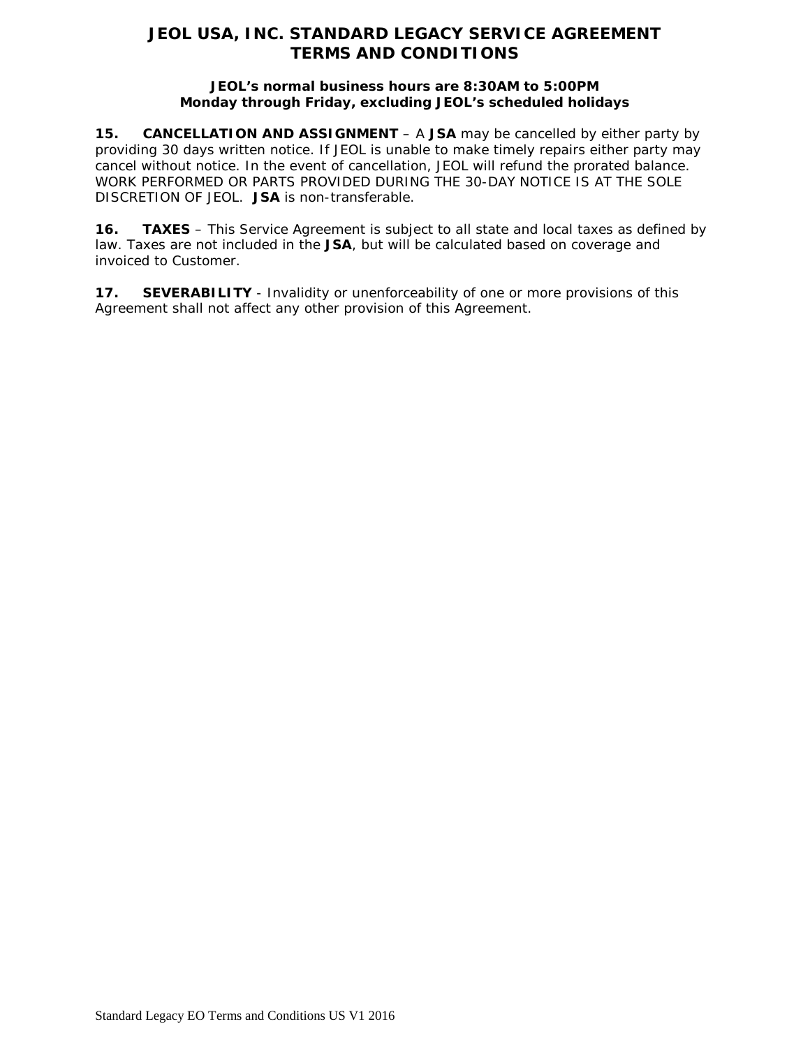# JEOL USA, INC. STANDARD LEGACY SERVICE AGREEMENT TERMS AND CONDITIONS

**JEOL's normal business hours are 8:30AM to 5:00PM**
**Monday through Friday, excluding JEOL's scheduled holidays**

**15. CANCELLATION AND ASSIGNMENT** – A **JSA** may be cancelled by either party by providing 30 days written notice. If JEOL is unable to make timely repairs either party may cancel without notice. In the event of cancellation, JEOL will refund the prorated balance. WORK PERFORMED OR PARTS PROVIDED DURING THE 30-DAY NOTICE IS AT THE SOLE DISCRETION OF JEOL. **JSA** is non-transferable.

**16. TAXES** – This Service Agreement is subject to all state and local taxes as defined by law. Taxes are not included in the **JSA**, but will be calculated based on coverage and invoiced to Customer.

**17. SEVERABILITY** - Invalidity or unenforceability of one or more provisions of this Agreement shall not affect any other provision of this Agreement.